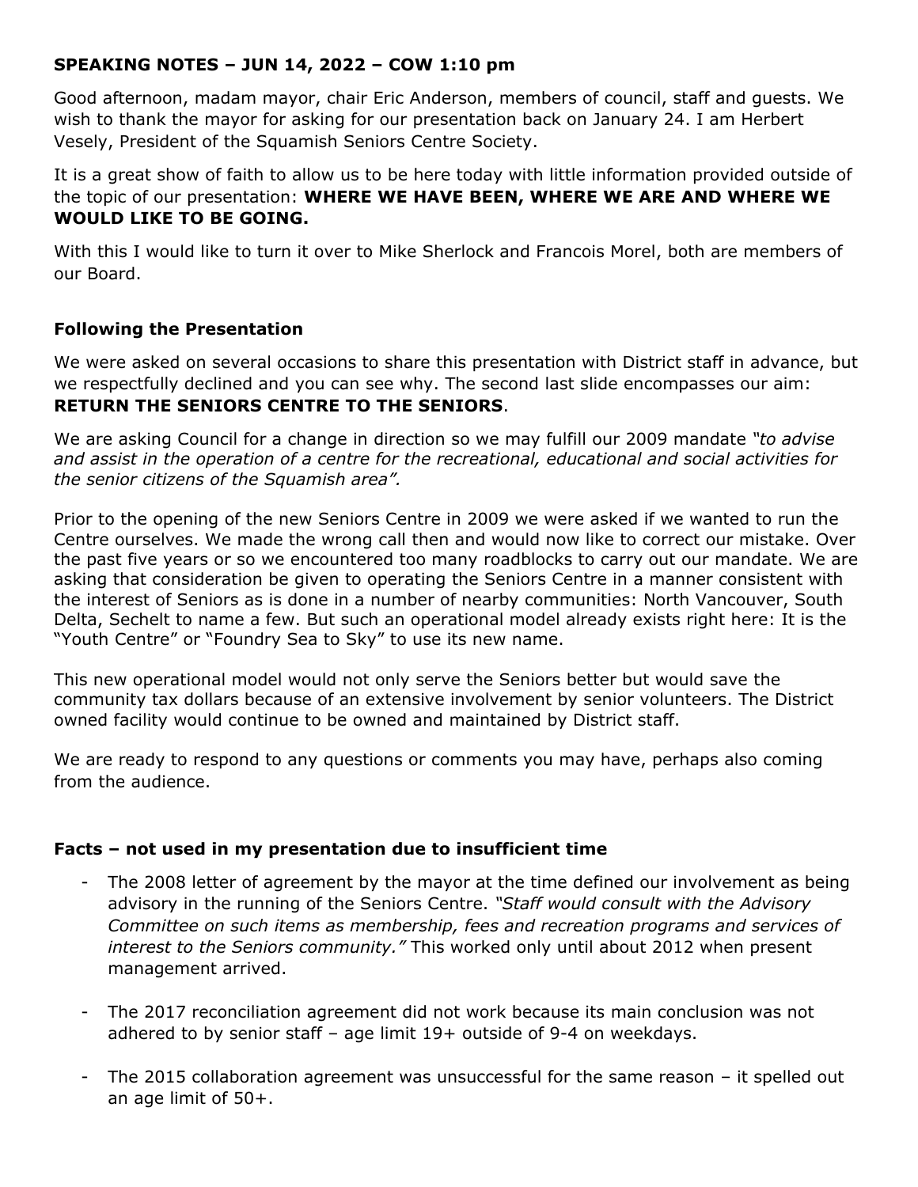**SPEAKING NOTES – JUN 14, 2022 – COW 1:10 pm**

Good afternoon, madam mayor, chair Eric Anderson, members of council, staff and guests. We wish to thank the mayor for asking for our presentation back on January 24. I am Herbert Vesely, President of the Squamish Seniors Centre Society.

It is a great show of faith to allow us to be here today with little information provided outside of the topic of our presentation: **WHERE WE HAVE BEEN, WHERE WE ARE AND WHERE WE WOULD LIKE TO BE GOING.**

With this I would like to turn it over to Mike Sherlock and Francois Morel, both are members of our Board.

**Following the Presentation**

We were asked on several occasions to share this presentation with District staff in advance, but we respectfully declined and you can see why. The second last slide encompasses our aim: **RETURN THE SENIORS CENTRE TO THE SENIORS**.

We are asking Council for a change in direction so we may fulfill our 2009 mandate *"to advise and assist in the operation of a centre for the recreational, educational and social activities for the senior citizens of the Squamish area".*

Prior to the opening of the new Seniors Centre in 2009 we were asked if we wanted to run the Centre ourselves. We made the wrong call then and would now like to correct our mistake. Over the past five years or so we encountered too many roadblocks to carry out our mandate. We are asking that consideration be given to operating the Seniors Centre in a manner consistent with the interest of Seniors as is done in a number of nearby communities: North Vancouver, South Delta, Sechelt to name a few. But such an operational model already exists right here: It is the "Youth Centre" or "Foundry Sea to Sky" to use its new name.

This new operational model would not only serve the Seniors better but would save the community tax dollars because of an extensive involvement by senior volunteers. The District owned facility would continue to be owned and maintained by District staff.

We are ready to respond to any questions or comments you may have, perhaps also coming from the audience.

**Facts – not used in my presentation due to insufficient time**

- The 2008 letter of agreement by the mayor at the time defined our involvement as being advisory in the running of the Seniors Centre. *"Staff would consult with the Advisory Committee on such items as membership, fees and recreation programs and services of interest to the Seniors community."* This worked only until about 2012 when present management arrived.

- The 2017 reconciliation agreement did not work because its main conclusion was not adhered to by senior staff – age limit 19+ outside of 9-4 on weekdays.

- The 2015 collaboration agreement was unsuccessful for the same reason – it spelled out an age limit of 50+.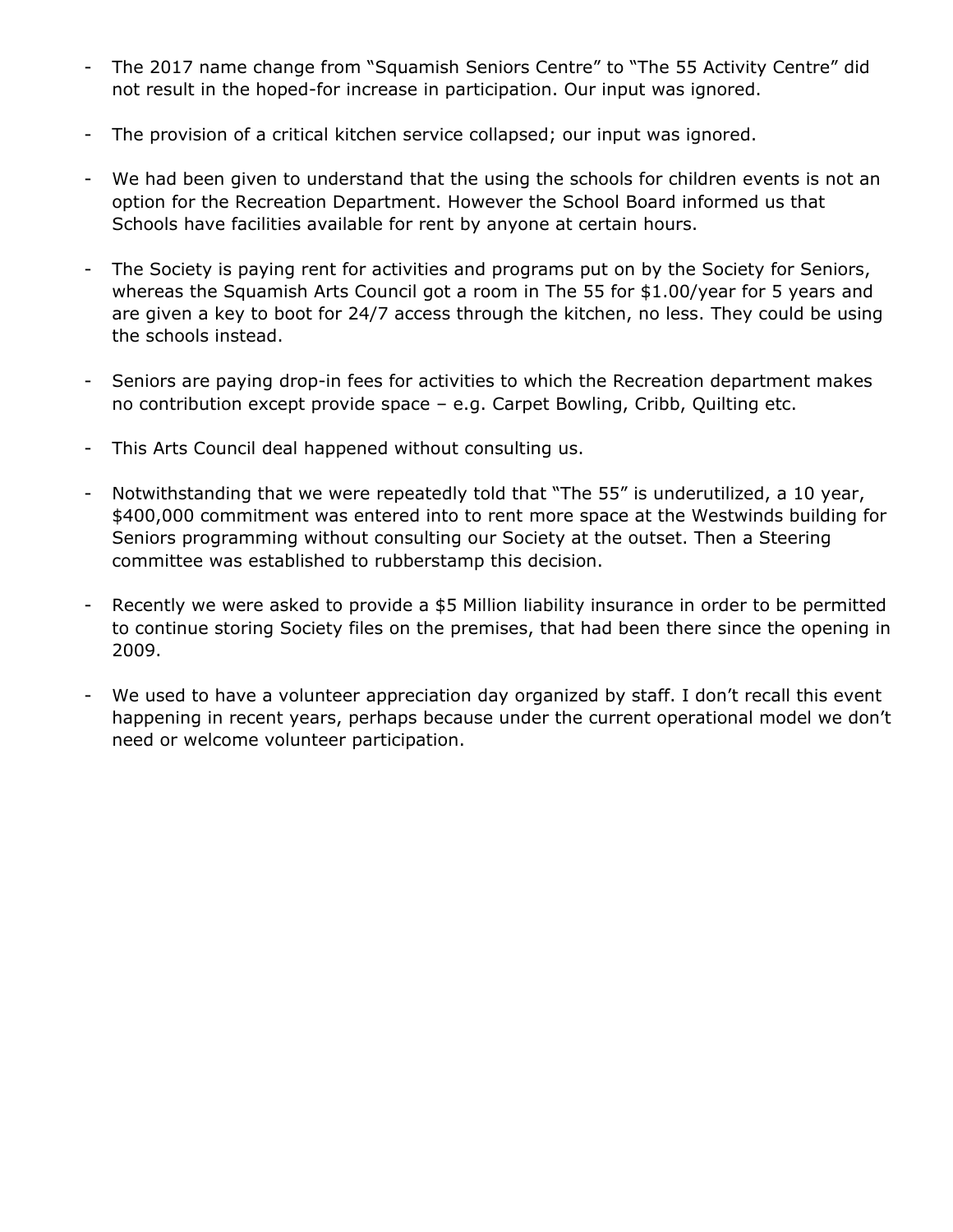- The 2017 name change from "Squamish Seniors Centre" to "The 55 Activity Centre" did not result in the hoped-for increase in participation. Our input was ignored.

- The provision of a critical kitchen service collapsed; our input was ignored.

- We had been given to understand that the using the schools for children events is not an option for the Recreation Department. However the School Board informed us that Schools have facilities available for rent by anyone at certain hours.

- The Society is paying rent for activities and programs put on by the Society for Seniors, whereas the Squamish Arts Council got a room in The 55 for $1.00/year for 5 years and are given a key to boot for 24/7 access through the kitchen, no less. They could be using the schools instead.

- Seniors are paying drop-in fees for activities to which the Recreation department makes no contribution except provide space – e.g. Carpet Bowling, Cribb, Quilting etc.

- This Arts Council deal happened without consulting us.

- Notwithstanding that we were repeatedly told that "The 55" is underutilized, a 10 year, $400,000 commitment was entered into to rent more space at the Westwinds building for Seniors programming without consulting our Society at the outset. Then a Steering committee was established to rubberstamp this decision.

- Recently we were asked to provide a $5 Million liability insurance in order to be permitted to continue storing Society files on the premises, that had been there since the opening in 2009.

- We used to have a volunteer appreciation day organized by staff. I don't recall this event happening in recent years, perhaps because under the current operational model we don't need or welcome volunteer participation.